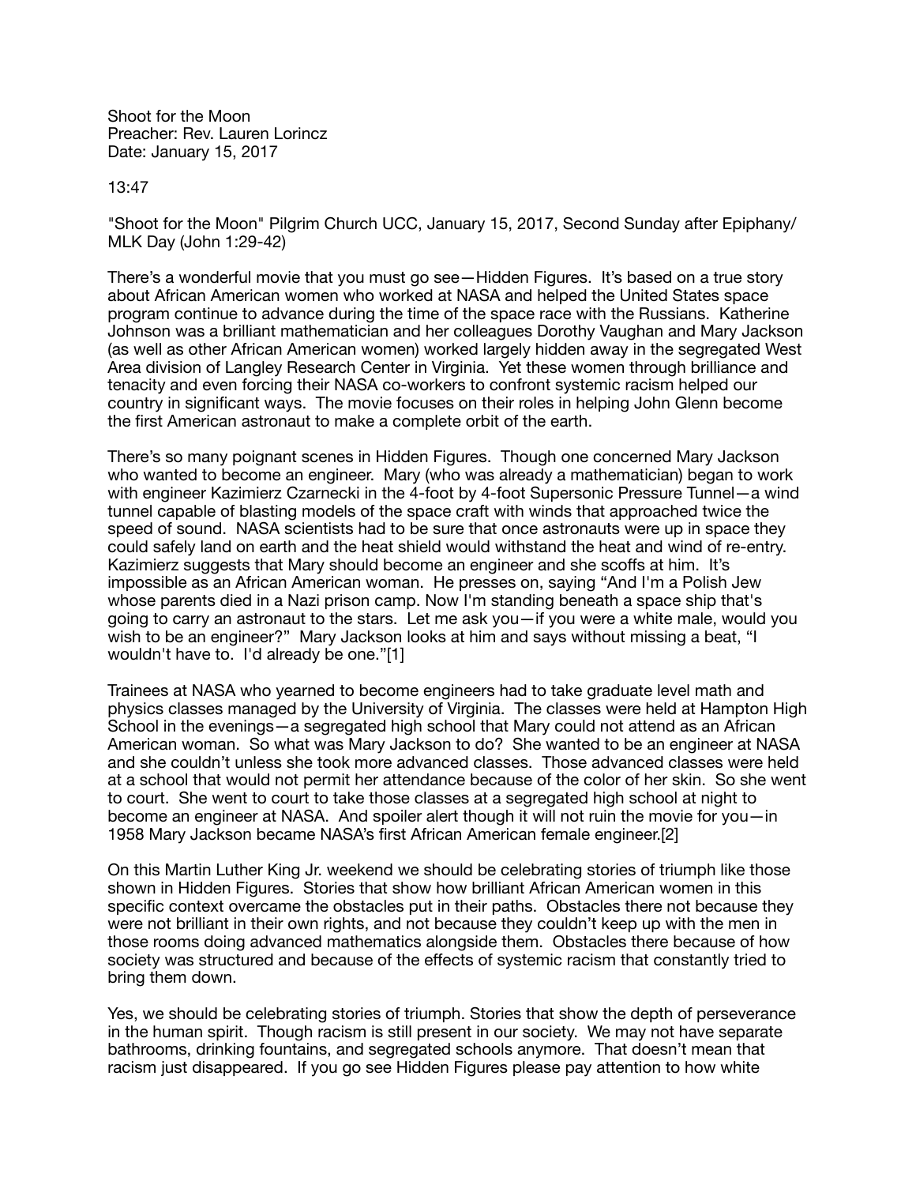Shoot for the Moon
Preacher: Rev. Lauren Lorincz
Date: January 15, 2017

13:47

"Shoot for the Moon" Pilgrim Church UCC, January 15, 2017, Second Sunday after Epiphany/ MLK Day (John 1:29-42)

There's a wonderful movie that you must go see—Hidden Figures. It's based on a true story about African American women who worked at NASA and helped the United States space program continue to advance during the time of the space race with the Russians. Katherine Johnson was a brilliant mathematician and her colleagues Dorothy Vaughan and Mary Jackson (as well as other African American women) worked largely hidden away in the segregated West Area division of Langley Research Center in Virginia. Yet these women through brilliance and tenacity and even forcing their NASA co-workers to confront systemic racism helped our country in significant ways. The movie focuses on their roles in helping John Glenn become the first American astronaut to make a complete orbit of the earth.

There's so many poignant scenes in Hidden Figures. Though one concerned Mary Jackson who wanted to become an engineer. Mary (who was already a mathematician) began to work with engineer Kazimierz Czarnecki in the 4-foot by 4-foot Supersonic Pressure Tunnel—a wind tunnel capable of blasting models of the space craft with winds that approached twice the speed of sound. NASA scientists had to be sure that once astronauts were up in space they could safely land on earth and the heat shield would withstand the heat and wind of re-entry. Kazimierz suggests that Mary should become an engineer and she scoffs at him. It's impossible as an African American woman. He presses on, saying "And I'm a Polish Jew whose parents died in a Nazi prison camp. Now I'm standing beneath a space ship that's going to carry an astronaut to the stars. Let me ask you—if you were a white male, would you wish to be an engineer?" Mary Jackson looks at him and says without missing a beat, "I wouldn't have to. I'd already be one."[1]

Trainees at NASA who yearned to become engineers had to take graduate level math and physics classes managed by the University of Virginia. The classes were held at Hampton High School in the evenings—a segregated high school that Mary could not attend as an African American woman. So what was Mary Jackson to do? She wanted to be an engineer at NASA and she couldn't unless she took more advanced classes. Those advanced classes were held at a school that would not permit her attendance because of the color of her skin. So she went to court. She went to court to take those classes at a segregated high school at night to become an engineer at NASA. And spoiler alert though it will not ruin the movie for you—in 1958 Mary Jackson became NASA's first African American female engineer.[2]

On this Martin Luther King Jr. weekend we should be celebrating stories of triumph like those shown in Hidden Figures. Stories that show how brilliant African American women in this specific context overcame the obstacles put in their paths. Obstacles there not because they were not brilliant in their own rights, and not because they couldn't keep up with the men in those rooms doing advanced mathematics alongside them. Obstacles there because of how society was structured and because of the effects of systemic racism that constantly tried to bring them down.

Yes, we should be celebrating stories of triumph. Stories that show the depth of perseverance in the human spirit. Though racism is still present in our society. We may not have separate bathrooms, drinking fountains, and segregated schools anymore. That doesn't mean that racism just disappeared. If you go see Hidden Figures please pay attention to how white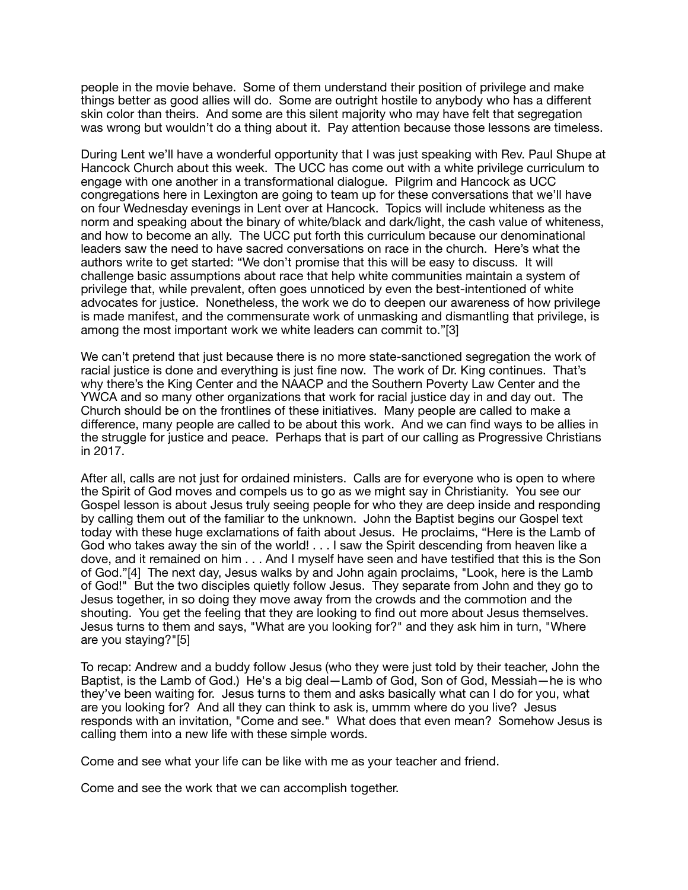people in the movie behave. Some of them understand their position of privilege and make things better as good allies will do. Some are outright hostile to anybody who has a different skin color than theirs. And some are this silent majority who may have felt that segregation was wrong but wouldn't do a thing about it. Pay attention because those lessons are timeless.

During Lent we'll have a wonderful opportunity that I was just speaking with Rev. Paul Shupe at Hancock Church about this week. The UCC has come out with a white privilege curriculum to engage with one another in a transformational dialogue. Pilgrim and Hancock as UCC congregations here in Lexington are going to team up for these conversations that we'll have on four Wednesday evenings in Lent over at Hancock. Topics will include whiteness as the norm and speaking about the binary of white/black and dark/light, the cash value of whiteness, and how to become an ally. The UCC put forth this curriculum because our denominational leaders saw the need to have sacred conversations on race in the church. Here's what the authors write to get started: "We don't promise that this will be easy to discuss. It will challenge basic assumptions about race that help white communities maintain a system of privilege that, while prevalent, often goes unnoticed by even the best-intentioned of white advocates for justice. Nonetheless, the work we do to deepen our awareness of how privilege is made manifest, and the commensurate work of unmasking and dismantling that privilege, is among the most important work we white leaders can commit to."[3]

We can't pretend that just because there is no more state-sanctioned segregation the work of racial justice is done and everything is just fine now. The work of Dr. King continues. That's why there's the King Center and the NAACP and the Southern Poverty Law Center and the YWCA and so many other organizations that work for racial justice day in and day out. The Church should be on the frontlines of these initiatives. Many people are called to make a difference, many people are called to be about this work. And we can find ways to be allies in the struggle for justice and peace. Perhaps that is part of our calling as Progressive Christians in 2017.

After all, calls are not just for ordained ministers. Calls are for everyone who is open to where the Spirit of God moves and compels us to go as we might say in Christianity. You see our Gospel lesson is about Jesus truly seeing people for who they are deep inside and responding by calling them out of the familiar to the unknown. John the Baptist begins our Gospel text today with these huge exclamations of faith about Jesus. He proclaims, "Here is the Lamb of God who takes away the sin of the world! . . . I saw the Spirit descending from heaven like a dove, and it remained on him . . . And I myself have seen and have testified that this is the Son of God."[4] The next day, Jesus walks by and John again proclaims, "Look, here is the Lamb of God!" But the two disciples quietly follow Jesus. They separate from John and they go to Jesus together, in so doing they move away from the crowds and the commotion and the shouting. You get the feeling that they are looking to find out more about Jesus themselves. Jesus turns to them and says, "What are you looking for?" and they ask him in turn, "Where are you staying?"[5]

To recap: Andrew and a buddy follow Jesus (who they were just told by their teacher, John the Baptist, is the Lamb of God.) He's a big deal—Lamb of God, Son of God, Messiah—he is who they've been waiting for. Jesus turns to them and asks basically what can I do for you, what are you looking for? And all they can think to ask is, ummm where do you live? Jesus responds with an invitation, "Come and see." What does that even mean? Somehow Jesus is calling them into a new life with these simple words.

Come and see what your life can be like with me as your teacher and friend.

Come and see the work that we can accomplish together.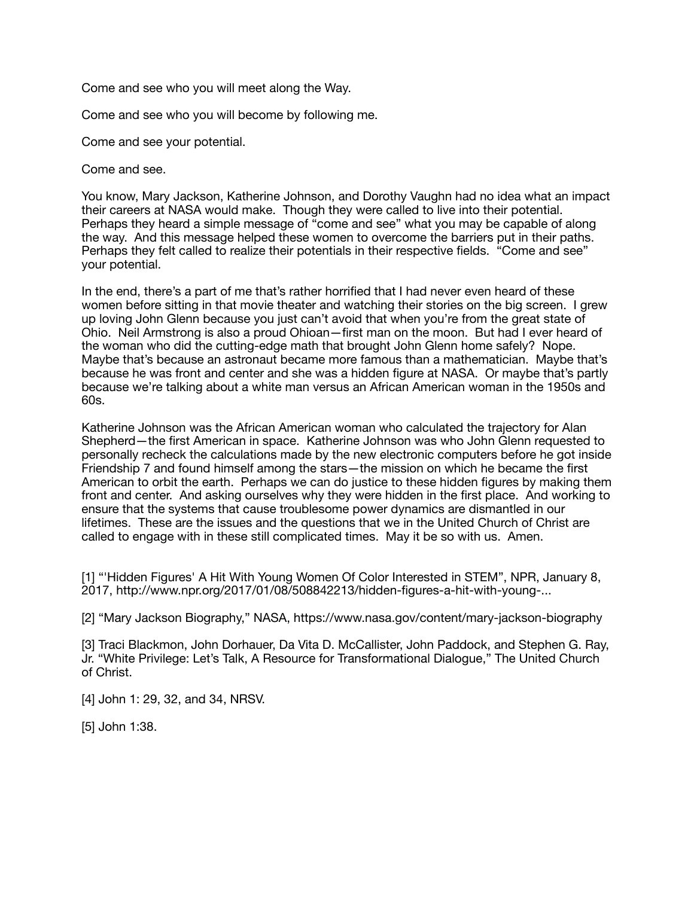Come and see who you will meet along the Way.

Come and see who you will become by following me.

Come and see your potential.

Come and see.

You know, Mary Jackson, Katherine Johnson, and Dorothy Vaughn had no idea what an impact their careers at NASA would make. Though they were called to live into their potential. Perhaps they heard a simple message of "come and see" what you may be capable of along the way. And this message helped these women to overcome the barriers put in their paths. Perhaps they felt called to realize their potentials in their respective fields. "Come and see" your potential.

In the end, there's a part of me that's rather horrified that I had never even heard of these women before sitting in that movie theater and watching their stories on the big screen. I grew up loving John Glenn because you just can't avoid that when you're from the great state of Ohio. Neil Armstrong is also a proud Ohioan—first man on the moon. But had I ever heard of the woman who did the cutting-edge math that brought John Glenn home safely? Nope. Maybe that's because an astronaut became more famous than a mathematician. Maybe that's because he was front and center and she was a hidden figure at NASA. Or maybe that's partly because we're talking about a white man versus an African American woman in the 1950s and 60s.

Katherine Johnson was the African American woman who calculated the trajectory for Alan Shepherd—the first American in space. Katherine Johnson was who John Glenn requested to personally recheck the calculations made by the new electronic computers before he got inside Friendship 7 and found himself among the stars—the mission on which he became the first American to orbit the earth. Perhaps we can do justice to these hidden figures by making them front and center. And asking ourselves why they were hidden in the first place. And working to ensure that the systems that cause troublesome power dynamics are dismantled in our lifetimes. These are the issues and the questions that we in the United Church of Christ are called to engage with in these still complicated times. May it be so with us. Amen.

[1] "'Hidden Figures' A Hit With Young Women Of Color Interested in STEM", NPR, January 8, 2017, http://www.npr.org/2017/01/08/508842213/hidden-figures-a-hit-with-young-...

[2] "Mary Jackson Biography," NASA, https://www.nasa.gov/content/mary-jackson-biography

[3] Traci Blackmon, John Dorhauer, Da Vita D. McCallister, John Paddock, and Stephen G. Ray, Jr. "White Privilege: Let's Talk, A Resource for Transformational Dialogue," The United Church of Christ.

[4] John 1: 29, 32, and 34, NRSV.

[5] John 1:38.